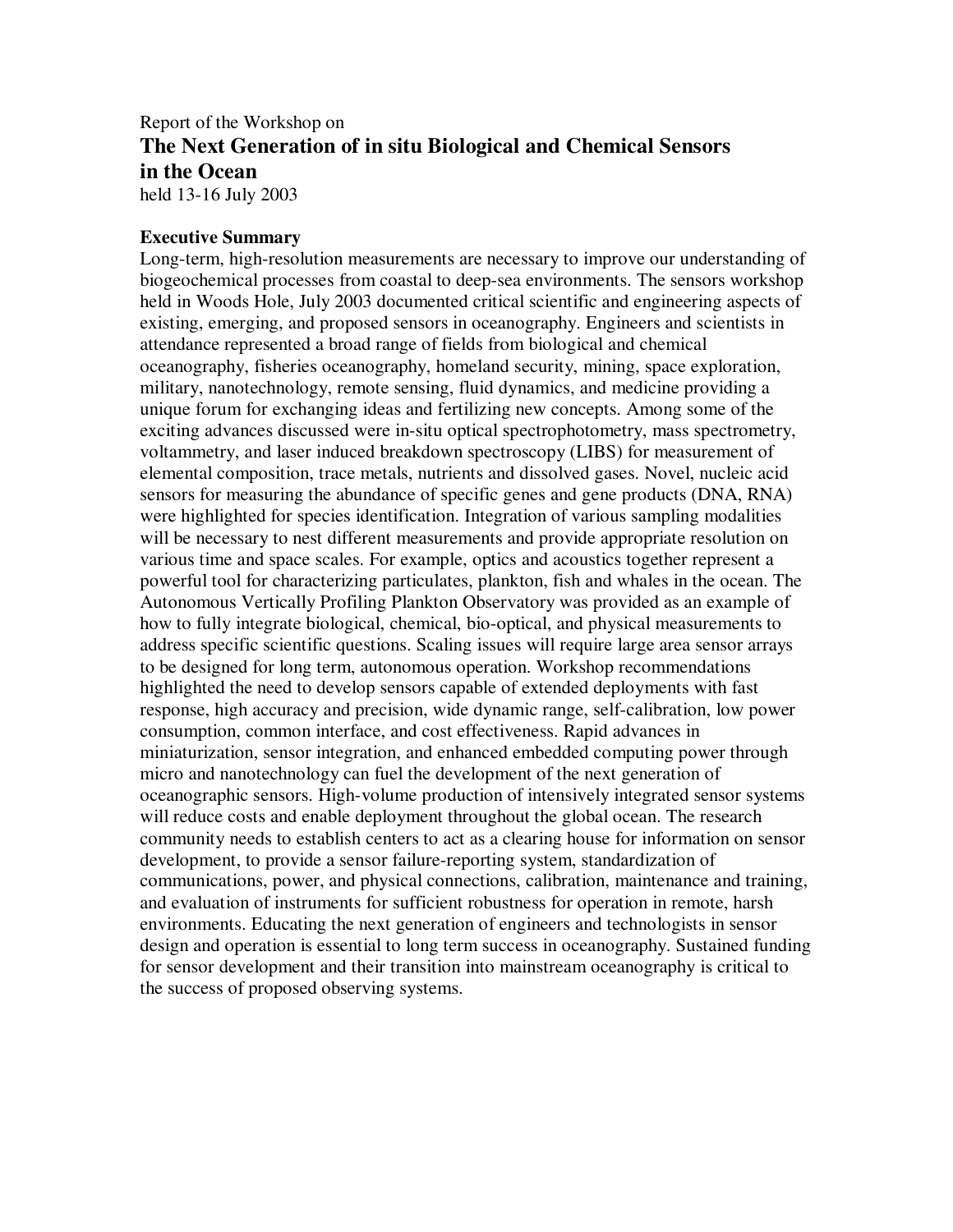Report of the Workshop on

# The Next Generation of in situ Biological and Chemical Sensors in the Ocean

held 13-16 July 2003

## Executive Summary

Long-term, high-resolution measurements are necessary to improve our understanding of biogeochemical processes from coastal to deep-sea environments. The sensors workshop held in Woods Hole, July 2003 documented critical scientific and engineering aspects of existing, emerging, and proposed sensors in oceanography. Engineers and scientists in attendance represented a broad range of fields from biological and chemical oceanography, fisheries oceanography, homeland security, mining, space exploration, military, nanotechnology, remote sensing, fluid dynamics, and medicine providing a unique forum for exchanging ideas and fertilizing new concepts. Among some of the exciting advances discussed were in-situ optical spectrophotometry, mass spectrometry, voltammetry, and laser induced breakdown spectroscopy (LIBS) for measurement of elemental composition, trace metals, nutrients and dissolved gases. Novel, nucleic acid sensors for measuring the abundance of specific genes and gene products (DNA, RNA) were highlighted for species identification. Integration of various sampling modalities will be necessary to nest different measurements and provide appropriate resolution on various time and space scales. For example, optics and acoustics together represent a powerful tool for characterizing particulates, plankton, fish and whales in the ocean. The Autonomous Vertically Profiling Plankton Observatory was provided as an example of how to fully integrate biological, chemical, bio-optical, and physical measurements to address specific scientific questions. Scaling issues will require large area sensor arrays to be designed for long term, autonomous operation. Workshop recommendations highlighted the need to develop sensors capable of extended deployments with fast response, high accuracy and precision, wide dynamic range, self-calibration, low power consumption, common interface, and cost effectiveness. Rapid advances in miniaturization, sensor integration, and enhanced embedded computing power through micro and nanotechnology can fuel the development of the next generation of oceanographic sensors. High-volume production of intensively integrated sensor systems will reduce costs and enable deployment throughout the global ocean. The research community needs to establish centers to act as a clearing house for information on sensor development, to provide a sensor failure-reporting system, standardization of communications, power, and physical connections, calibration, maintenance and training, and evaluation of instruments for sufficient robustness for operation in remote, harsh environments. Educating the next generation of engineers and technologists in sensor design and operation is essential to long term success in oceanography. Sustained funding for sensor development and their transition into mainstream oceanography is critical to the success of proposed observing systems.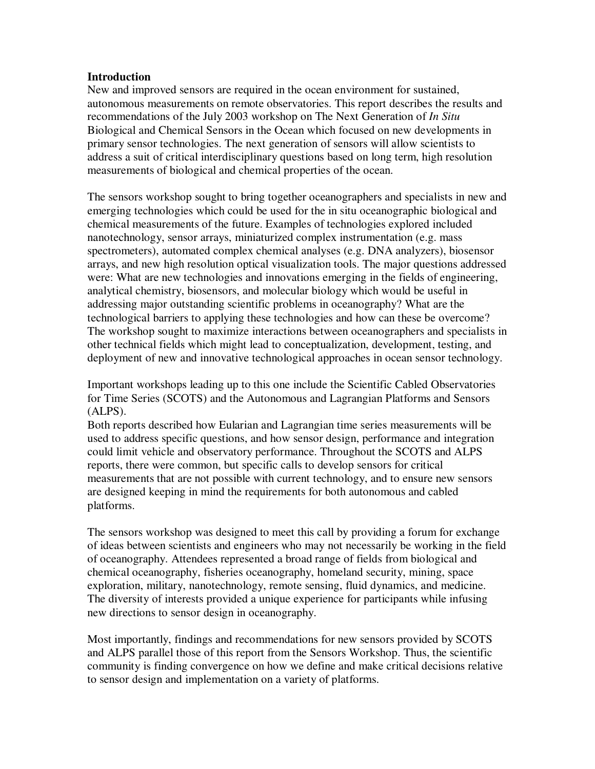**Introduction**

New and improved sensors are required in the ocean environment for sustained, autonomous measurements on remote observatories. This report describes the results and recommendations of the July 2003 workshop on The Next Generation of *In Situ* Biological and Chemical Sensors in the Ocean which focused on new developments in primary sensor technologies. The next generation of sensors will allow scientists to address a suit of critical interdisciplinary questions based on long term, high resolution measurements of biological and chemical properties of the ocean.

The sensors workshop sought to bring together oceanographers and specialists in new and emerging technologies which could be used for the in situ oceanographic biological and chemical measurements of the future. Examples of technologies explored included nanotechnology, sensor arrays, miniaturized complex instrumentation (e.g. mass spectrometers), automated complex chemical analyses (e.g. DNA analyzers), biosensor arrays, and new high resolution optical visualization tools. The major questions addressed were: What are new technologies and innovations emerging in the fields of engineering, analytical chemistry, biosensors, and molecular biology which would be useful in addressing major outstanding scientific problems in oceanography? What are the technological barriers to applying these technologies and how can these be overcome? The workshop sought to maximize interactions between oceanographers and specialists in other technical fields which might lead to conceptualization, development, testing, and deployment of new and innovative technological approaches in ocean sensor technology.

Important workshops leading up to this one include the Scientific Cabled Observatories for Time Series (SCOTS) and the Autonomous and Lagrangian Platforms and Sensors (ALPS).
Both reports described how Eularian and Lagrangian time series measurements will be used to address specific questions, and how sensor design, performance and integration could limit vehicle and observatory performance. Throughout the SCOTS and ALPS reports, there were common, but specific calls to develop sensors for critical measurements that are not possible with current technology, and to ensure new sensors are designed keeping in mind the requirements for both autonomous and cabled platforms.

The sensors workshop was designed to meet this call by providing a forum for exchange of ideas between scientists and engineers who may not necessarily be working in the field of oceanography. Attendees represented a broad range of fields from biological and chemical oceanography, fisheries oceanography, homeland security, mining, space exploration, military, nanotechnology, remote sensing, fluid dynamics, and medicine. The diversity of interests provided a unique experience for participants while infusing new directions to sensor design in oceanography.

Most importantly, findings and recommendations for new sensors provided by SCOTS and ALPS parallel those of this report from the Sensors Workshop. Thus, the scientific community is finding convergence on how we define and make critical decisions relative to sensor design and implementation on a variety of platforms.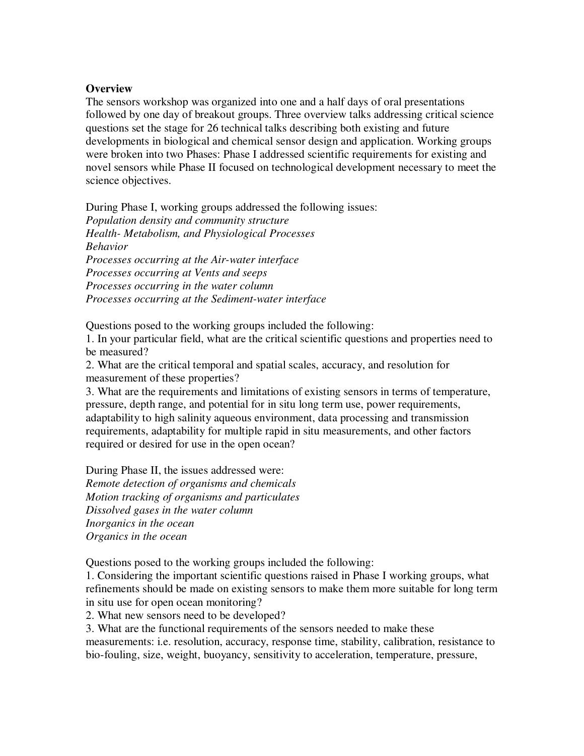**Overview**

The sensors workshop was organized into one and a half days of oral presentations followed by one day of breakout groups. Three overview talks addressing critical science questions set the stage for 26 technical talks describing both existing and future developments in biological and chemical sensor design and application. Working groups were broken into two Phases: Phase I addressed scientific requirements for existing and novel sensors while Phase II focused on technological development necessary to meet the science objectives.

During Phase I, working groups addressed the following issues:

*Population density and community structure*
*Health- Metabolism, and Physiological Processes*
*Behavior*
*Processes occurring at the Air-water interface*
*Processes occurring at Vents and seeps*
*Processes occurring in the water column*
*Processes occurring at the Sediment-water interface*

Questions posed to the working groups included the following:

1. In your particular field, what are the critical scientific questions and properties need to be measured?
2. What are the critical temporal and spatial scales, accuracy, and resolution for measurement of these properties?
3. What are the requirements and limitations of existing sensors in terms of temperature, pressure, depth range, and potential for in situ long term use, power requirements, adaptability to high salinity aqueous environment, data processing and transmission requirements, adaptability for multiple rapid in situ measurements, and other factors required or desired for use in the open ocean?

During Phase II, the issues addressed were:

*Remote detection of organisms and chemicals*
*Motion tracking of organisms and particulates*
*Dissolved gases in the water column*
*Inorganics in the ocean*
*Organics in the ocean*

Questions posed to the working groups included the following:

1. Considering the important scientific questions raised in Phase I working groups, what refinements should be made on existing sensors to make them more suitable for long term in situ use for open ocean monitoring?
2. What new sensors need to be developed?
3. What are the functional requirements of the sensors needed to make these measurements: i.e. resolution, accuracy, response time, stability, calibration, resistance to bio-fouling, size, weight, buoyancy, sensitivity to acceleration, temperature, pressure,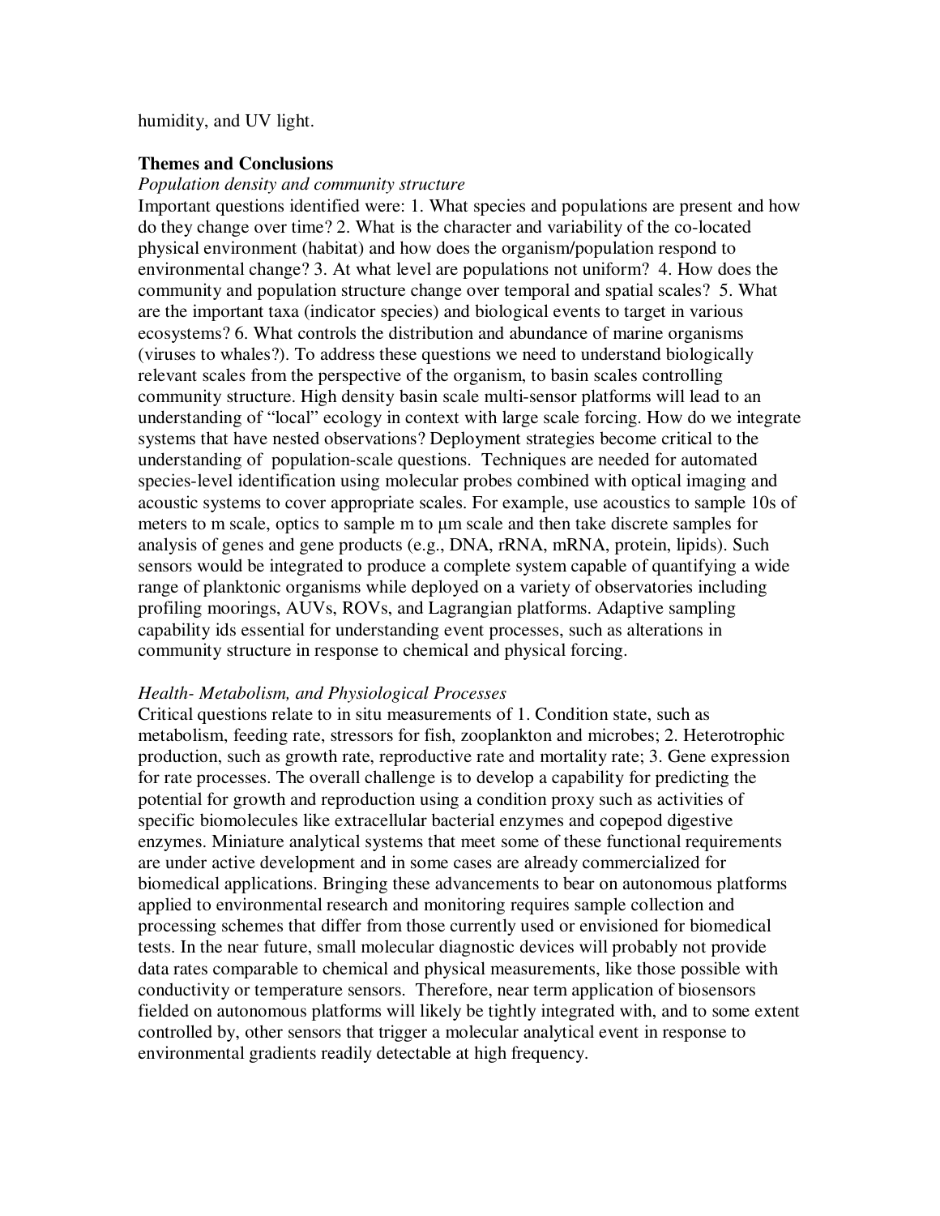humidity, and UV light.

**Themes and Conclusions**

*Population density and community structure*

Important questions identified were: 1. What species and populations are present and how do they change over time? 2. What is the character and variability of the co-located physical environment (habitat) and how does the organism/population respond to environmental change? 3. At what level are populations not uniform? 4. How does the community and population structure change over temporal and spatial scales? 5. What are the important taxa (indicator species) and biological events to target in various ecosystems? 6. What controls the distribution and abundance of marine organisms (viruses to whales?). To address these questions we need to understand biologically relevant scales from the perspective of the organism, to basin scales controlling community structure. High density basin scale multi-sensor platforms will lead to an understanding of "local" ecology in context with large scale forcing. How do we integrate systems that have nested observations? Deployment strategies become critical to the understanding of population-scale questions. Techniques are needed for automated species-level identification using molecular probes combined with optical imaging and acoustic systems to cover appropriate scales. For example, use acoustics to sample 10s of meters to m scale, optics to sample m to µm scale and then take discrete samples for analysis of genes and gene products (e.g., DNA, rRNA, mRNA, protein, lipids). Such sensors would be integrated to produce a complete system capable of quantifying a wide range of planktonic organisms while deployed on a variety of observatories including profiling moorings, AUVs, ROVs, and Lagrangian platforms. Adaptive sampling capability ids essential for understanding event processes, such as alterations in community structure in response to chemical and physical forcing.

*Health- Metabolism, and Physiological Processes*

Critical questions relate to in situ measurements of 1. Condition state, such as metabolism, feeding rate, stressors for fish, zooplankton and microbes; 2. Heterotrophic production, such as growth rate, reproductive rate and mortality rate; 3. Gene expression for rate processes. The overall challenge is to develop a capability for predicting the potential for growth and reproduction using a condition proxy such as activities of specific biomolecules like extracellular bacterial enzymes and copepod digestive enzymes. Miniature analytical systems that meet some of these functional requirements are under active development and in some cases are already commercialized for biomedical applications. Bringing these advancements to bear on autonomous platforms applied to environmental research and monitoring requires sample collection and processing schemes that differ from those currently used or envisioned for biomedical tests. In the near future, small molecular diagnostic devices will probably not provide data rates comparable to chemical and physical measurements, like those possible with conductivity or temperature sensors. Therefore, near term application of biosensors fielded on autonomous platforms will likely be tightly integrated with, and to some extent controlled by, other sensors that trigger a molecular analytical event in response to environmental gradients readily detectable at high frequency.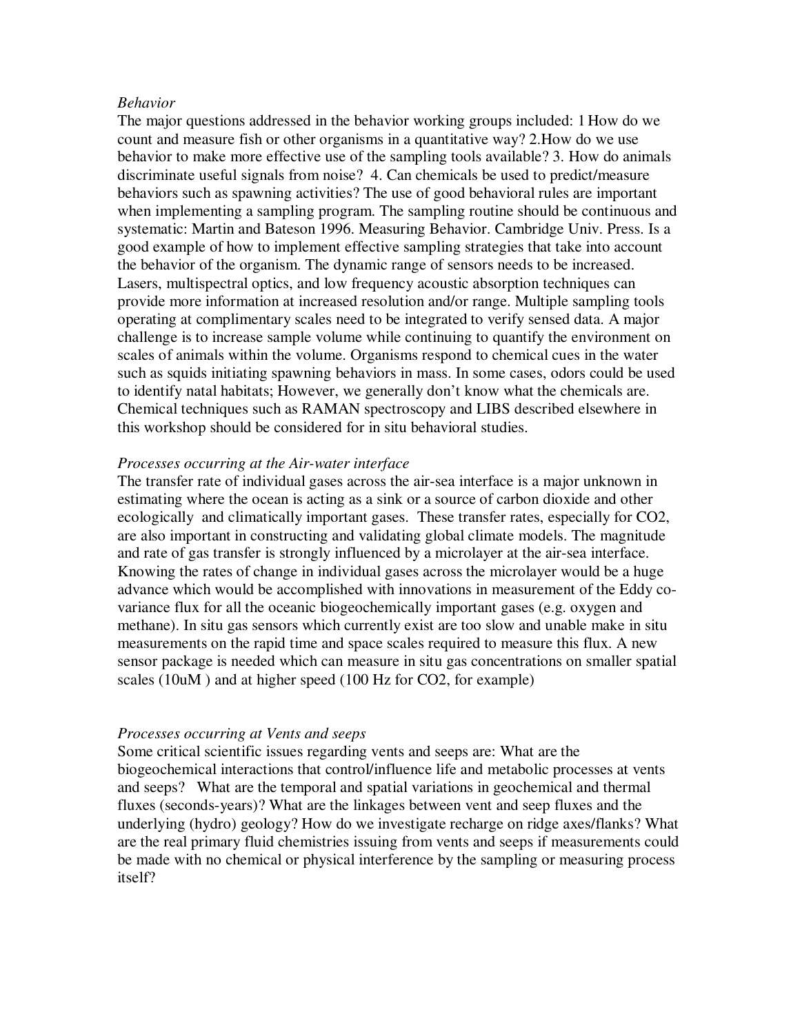*Behavior*

The major questions addressed in the behavior working groups included: 1 How do we count and measure fish or other organisms in a quantitative way? 2.How do we use behavior to make more effective use of the sampling tools available? 3. How do animals discriminate useful signals from noise? 4. Can chemicals be used to predict/measure behaviors such as spawning activities? The use of good behavioral rules are important when implementing a sampling program. The sampling routine should be continuous and systematic: Martin and Bateson 1996. Measuring Behavior. Cambridge Univ. Press. Is a good example of how to implement effective sampling strategies that take into account the behavior of the organism. The dynamic range of sensors needs to be increased. Lasers, multispectral optics, and low frequency acoustic absorption techniques can provide more information at increased resolution and/or range. Multiple sampling tools operating at complimentary scales need to be integrated to verify sensed data. A major challenge is to increase sample volume while continuing to quantify the environment on scales of animals within the volume. Organisms respond to chemical cues in the water such as squids initiating spawning behaviors in mass. In some cases, odors could be used to identify natal habitats; However, we generally don't know what the chemicals are. Chemical techniques such as RAMAN spectroscopy and LIBS described elsewhere in this workshop should be considered for in situ behavioral studies.

*Processes occurring at the Air-water interface*

The transfer rate of individual gases across the air-sea interface is a major unknown in estimating where the ocean is acting as a sink or a source of carbon dioxide and other ecologically and climatically important gases. These transfer rates, especially for CO2, are also important in constructing and validating global climate models. The magnitude and rate of gas transfer is strongly influenced by a microlayer at the air-sea interface. Knowing the rates of change in individual gases across the microlayer would be a huge advance which would be accomplished with innovations in measurement of the Eddy co-variance flux for all the oceanic biogeochemically important gases (e.g. oxygen and methane). In situ gas sensors which currently exist are too slow and unable make in situ measurements on the rapid time and space scales required to measure this flux. A new sensor package is needed which can measure in situ gas concentrations on smaller spatial scales (10uM ) and at higher speed (100 Hz for CO2, for example)

*Processes occurring at Vents and seeps*

Some critical scientific issues regarding vents and seeps are: What are the biogeochemical interactions that control/influence life and metabolic processes at vents and seeps? What are the temporal and spatial variations in geochemical and thermal fluxes (seconds-years)? What are the linkages between vent and seep fluxes and the underlying (hydro) geology? How do we investigate recharge on ridge axes/flanks? What are the real primary fluid chemistries issuing from vents and seeps if measurements could be made with no chemical or physical interference by the sampling or measuring process itself?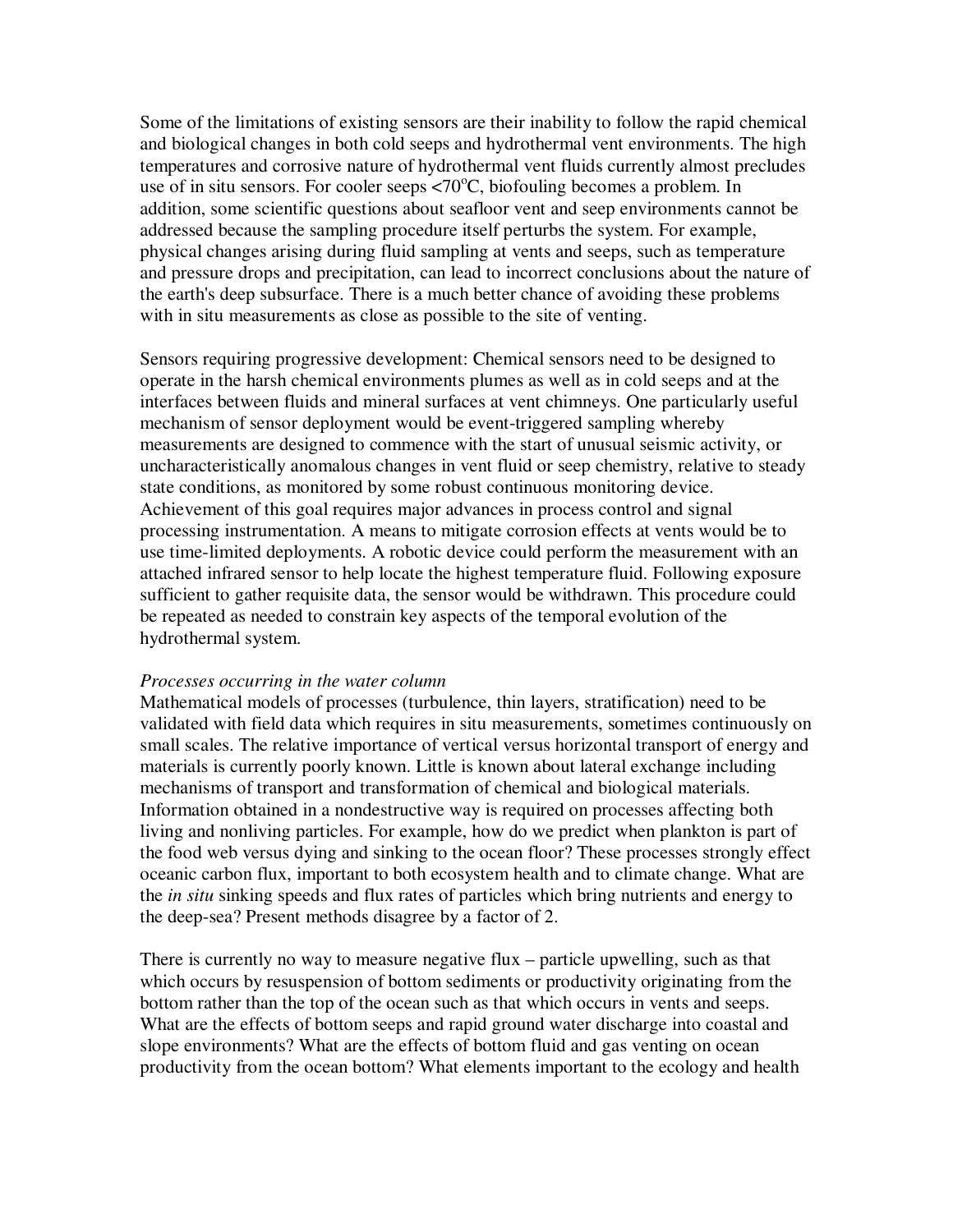Some of the limitations of existing sensors are their inability to follow the rapid chemical and biological changes in both cold seeps and hydrothermal vent environments. The high temperatures and corrosive nature of hydrothermal vent fluids currently almost precludes use of in situ sensors. For cooler seeps <70°C, biofouling becomes a problem. In addition, some scientific questions about seafloor vent and seep environments cannot be addressed because the sampling procedure itself perturbs the system. For example, physical changes arising during fluid sampling at vents and seeps, such as temperature and pressure drops and precipitation, can lead to incorrect conclusions about the nature of the earth's deep subsurface. There is a much better chance of avoiding these problems with in situ measurements as close as possible to the site of venting.

Sensors requiring progressive development: Chemical sensors need to be designed to operate in the harsh chemical environments plumes as well as in cold seeps and at the interfaces between fluids and mineral surfaces at vent chimneys. One particularly useful mechanism of sensor deployment would be event-triggered sampling whereby measurements are designed to commence with the start of unusual seismic activity, or uncharacteristically anomalous changes in vent fluid or seep chemistry, relative to steady state conditions, as monitored by some robust continuous monitoring device. Achievement of this goal requires major advances in process control and signal processing instrumentation. A means to mitigate corrosion effects at vents would be to use time-limited deployments. A robotic device could perform the measurement with an attached infrared sensor to help locate the highest temperature fluid. Following exposure sufficient to gather requisite data, the sensor would be withdrawn. This procedure could be repeated as needed to constrain key aspects of the temporal evolution of the hydrothermal system.

*Processes occurring in the water column*

Mathematical models of processes (turbulence, thin layers, stratification) need to be validated with field data which requires in situ measurements, sometimes continuously on small scales. The relative importance of vertical versus horizontal transport of energy and materials is currently poorly known. Little is known about lateral exchange including mechanisms of transport and transformation of chemical and biological materials. Information obtained in a nondestructive way is required on processes affecting both living and nonliving particles. For example, how do we predict when plankton is part of the food web versus dying and sinking to the ocean floor? These processes strongly effect oceanic carbon flux, important to both ecosystem health and to climate change. What are the *in situ* sinking speeds and flux rates of particles which bring nutrients and energy to the deep-sea? Present methods disagree by a factor of 2.

There is currently no way to measure negative flux – particle upwelling, such as that which occurs by resuspension of bottom sediments or productivity originating from the bottom rather than the top of the ocean such as that which occurs in vents and seeps. What are the effects of bottom seeps and rapid ground water discharge into coastal and slope environments? What are the effects of bottom fluid and gas venting on ocean productivity from the ocean bottom? What elements important to the ecology and health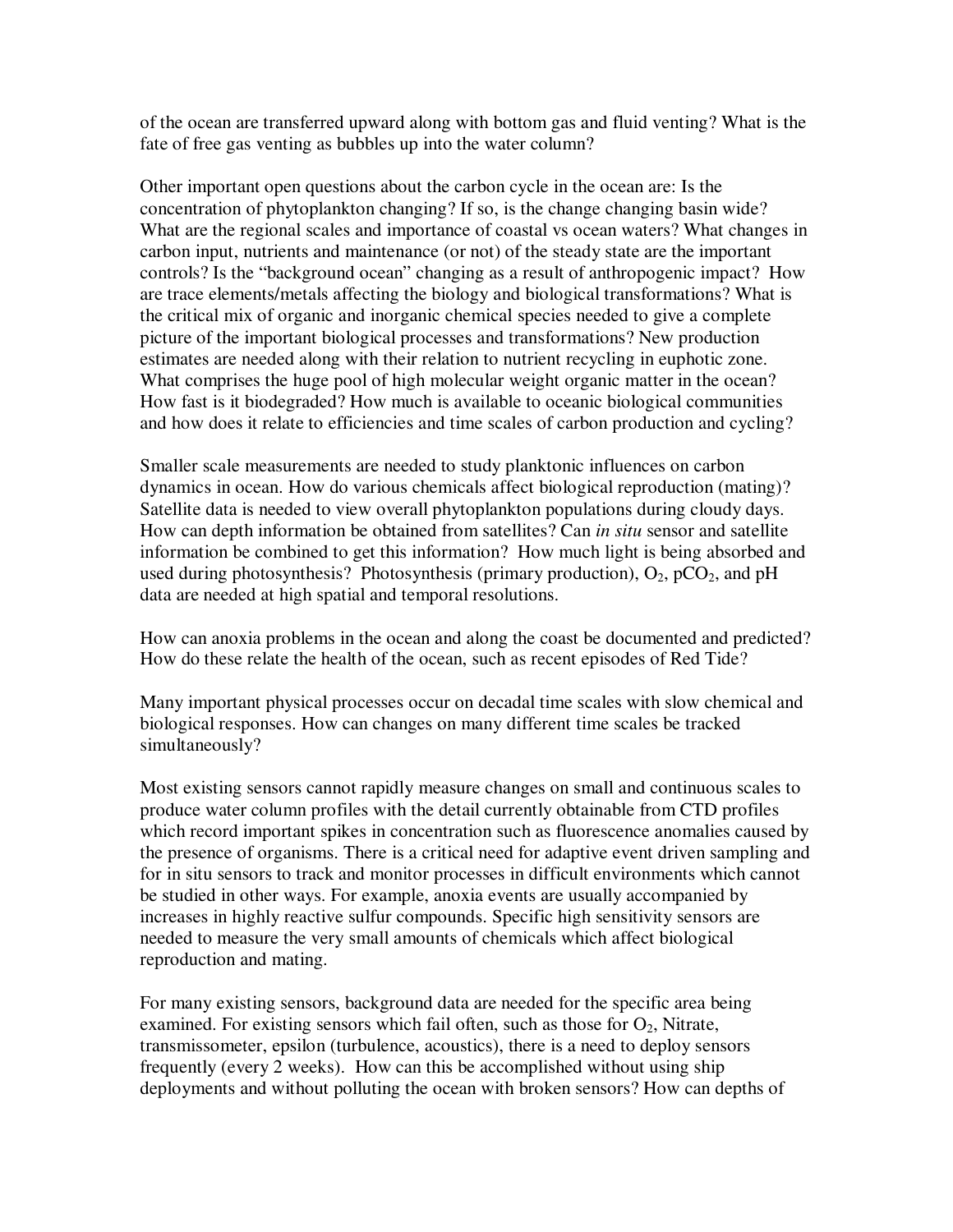of the ocean are transferred upward along with bottom gas and fluid venting? What is the fate of free gas venting as bubbles up into the water column?

Other important open questions about the carbon cycle in the ocean are: Is the concentration of phytoplankton changing? If so, is the change changing basin wide? What are the regional scales and importance of coastal vs ocean waters? What changes in carbon input, nutrients and maintenance (or not) of the steady state are the important controls? Is the "background ocean" changing as a result of anthropogenic impact? How are trace elements/metals affecting the biology and biological transformations? What is the critical mix of organic and inorganic chemical species needed to give a complete picture of the important biological processes and transformations? New production estimates are needed along with their relation to nutrient recycling in euphotic zone. What comprises the huge pool of high molecular weight organic matter in the ocean? How fast is it biodegraded? How much is available to oceanic biological communities and how does it relate to efficiencies and time scales of carbon production and cycling?

Smaller scale measurements are needed to study planktonic influences on carbon dynamics in ocean. How do various chemicals affect biological reproduction (mating)? Satellite data is needed to view overall phytoplankton populations during cloudy days. How can depth information be obtained from satellites? Can *in situ* sensor and satellite information be combined to get this information? How much light is being absorbed and used during photosynthesis? Photosynthesis (primary production), $O_2$, $pCO_2$, and pH data are needed at high spatial and temporal resolutions.

How can anoxia problems in the ocean and along the coast be documented and predicted? How do these relate the health of the ocean, such as recent episodes of Red Tide?

Many important physical processes occur on decadal time scales with slow chemical and biological responses. How can changes on many different time scales be tracked simultaneously?

Most existing sensors cannot rapidly measure changes on small and continuous scales to produce water column profiles with the detail currently obtainable from CTD profiles which record important spikes in concentration such as fluorescence anomalies caused by the presence of organisms. There is a critical need for adaptive event driven sampling and for in situ sensors to track and monitor processes in difficult environments which cannot be studied in other ways. For example, anoxia events are usually accompanied by increases in highly reactive sulfur compounds. Specific high sensitivity sensors are needed to measure the very small amounts of chemicals which affect biological reproduction and mating.

For many existing sensors, background data are needed for the specific area being examined. For existing sensors which fail often, such as those for $O_2$, Nitrate, transmissometer, epsilon (turbulence, acoustics), there is a need to deploy sensors frequently (every 2 weeks). How can this be accomplished without using ship deployments and without polluting the ocean with broken sensors? How can depths of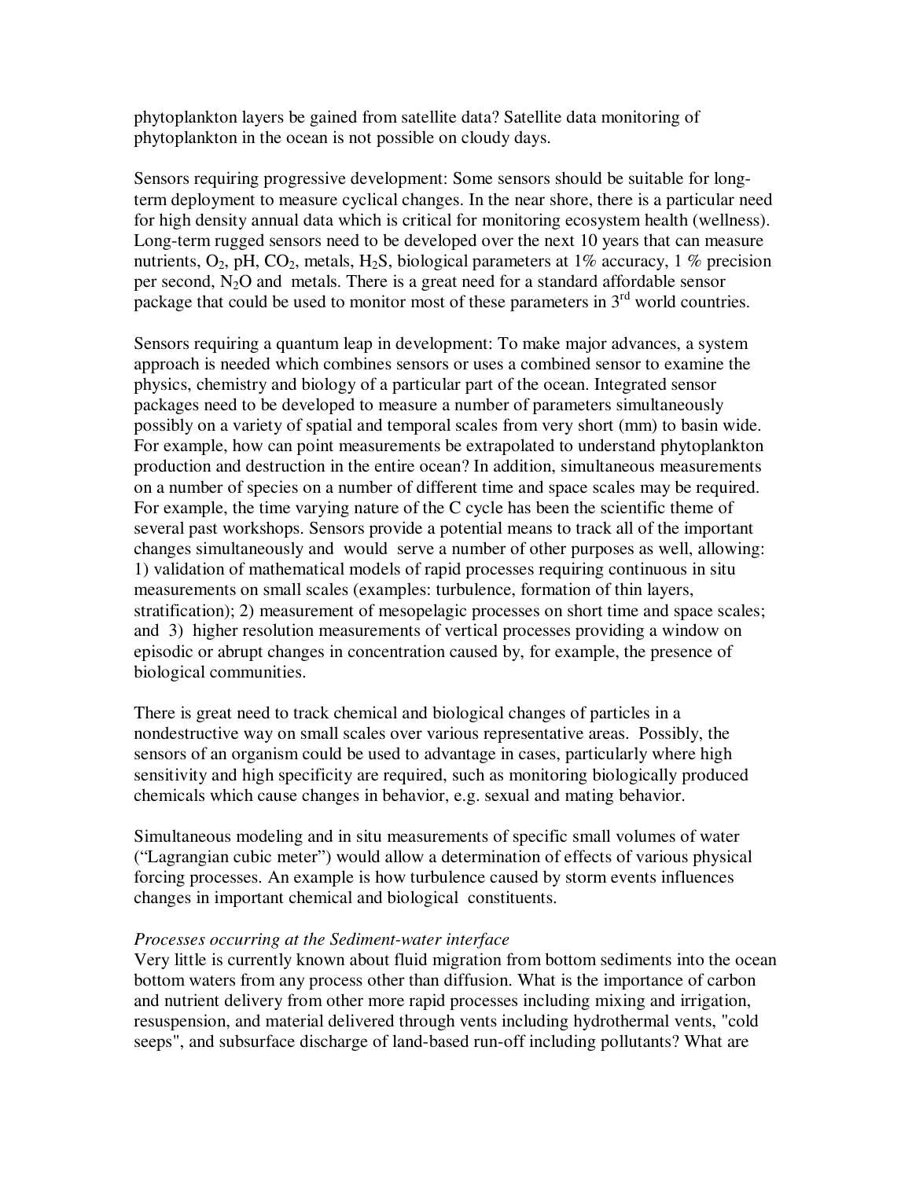phytoplankton layers be gained from satellite data? Satellite data monitoring of phytoplankton in the ocean is not possible on cloudy days.

Sensors requiring progressive development: Some sensors should be suitable for long-term deployment to measure cyclical changes. In the near shore, there is a particular need for high density annual data which is critical for monitoring ecosystem health (wellness). Long-term rugged sensors need to be developed over the next 10 years that can measure nutrients, $O_2$, pH, $CO_2$, metals, $H_2S$, biological parameters at 1% accuracy, 1 % precision per second, $N_2O$ and metals. There is a great need for a standard affordable sensor package that could be used to monitor most of these parameters in 3rd world countries.

Sensors requiring a quantum leap in development: To make major advances, a system approach is needed which combines sensors or uses a combined sensor to examine the physics, chemistry and biology of a particular part of the ocean. Integrated sensor packages need to be developed to measure a number of parameters simultaneously possibly on a variety of spatial and temporal scales from very short (mm) to basin wide. For example, how can point measurements be extrapolated to understand phytoplankton production and destruction in the entire ocean? In addition, simultaneous measurements on a number of species on a number of different time and space scales may be required. For example, the time varying nature of the C cycle has been the scientific theme of several past workshops. Sensors provide a potential means to track all of the important changes simultaneously and would serve a number of other purposes as well, allowing: 1) validation of mathematical models of rapid processes requiring continuous in situ measurements on small scales (examples: turbulence, formation of thin layers, stratification); 2) measurement of mesopelagic processes on short time and space scales; and 3) higher resolution measurements of vertical processes providing a window on episodic or abrupt changes in concentration caused by, for example, the presence of biological communities.

There is great need to track chemical and biological changes of particles in a nondestructive way on small scales over various representative areas. Possibly, the sensors of an organism could be used to advantage in cases, particularly where high sensitivity and high specificity are required, such as monitoring biologically produced chemicals which cause changes in behavior, e.g. sexual and mating behavior.

Simultaneous modeling and in situ measurements of specific small volumes of water ("Lagrangian cubic meter") would allow a determination of effects of various physical forcing processes. An example is how turbulence caused by storm events influences changes in important chemical and biological constituents.

*Processes occurring at the Sediment-water interface*

Very little is currently known about fluid migration from bottom sediments into the ocean bottom waters from any process other than diffusion. What is the importance of carbon and nutrient delivery from other more rapid processes including mixing and irrigation, resuspension, and material delivered through vents including hydrothermal vents, "cold seeps", and subsurface discharge of land-based run-off including pollutants? What are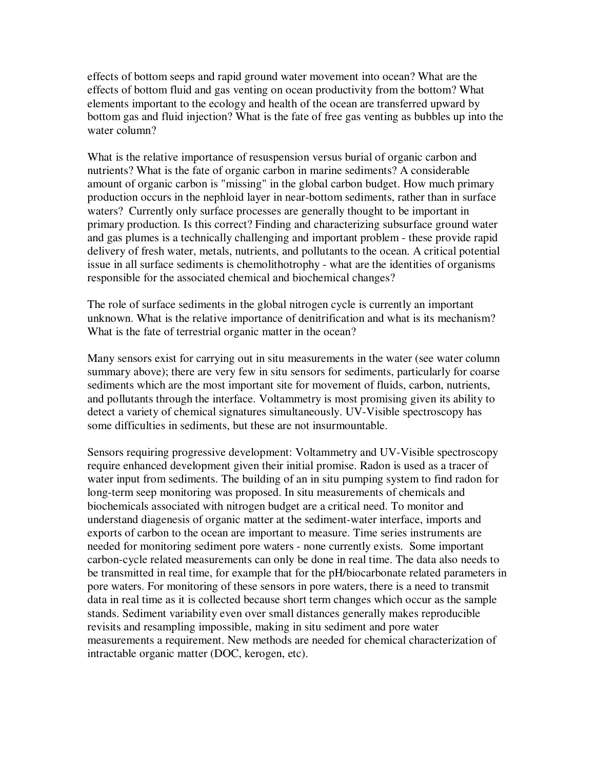effects of bottom seeps and rapid ground water movement into ocean? What are the effects of bottom fluid and gas venting on ocean productivity from the bottom? What elements important to the ecology and health of the ocean are transferred upward by bottom gas and fluid injection? What is the fate of free gas venting as bubbles up into the water column?

What is the relative importance of resuspension versus burial of organic carbon and nutrients? What is the fate of organic carbon in marine sediments? A considerable amount of organic carbon is "missing" in the global carbon budget. How much primary production occurs in the nephloid layer in near-bottom sediments, rather than in surface waters? Currently only surface processes are generally thought to be important in primary production. Is this correct? Finding and characterizing subsurface ground water and gas plumes is a technically challenging and important problem - these provide rapid delivery of fresh water, metals, nutrients, and pollutants to the ocean. A critical potential issue in all surface sediments is chemolithotrophy - what are the identities of organisms responsible for the associated chemical and biochemical changes?

The role of surface sediments in the global nitrogen cycle is currently an important unknown. What is the relative importance of denitrification and what is its mechanism? What is the fate of terrestrial organic matter in the ocean?

Many sensors exist for carrying out in situ measurements in the water (see water column summary above); there are very few in situ sensors for sediments, particularly for coarse sediments which are the most important site for movement of fluids, carbon, nutrients, and pollutants through the interface. Voltammetry is most promising given its ability to detect a variety of chemical signatures simultaneously. UV-Visible spectroscopy has some difficulties in sediments, but these are not insurmountable.

Sensors requiring progressive development: Voltammetry and UV-Visible spectroscopy require enhanced development given their initial promise. Radon is used as a tracer of water input from sediments. The building of an in situ pumping system to find radon for long-term seep monitoring was proposed. In situ measurements of chemicals and biochemicals associated with nitrogen budget are a critical need. To monitor and understand diagenesis of organic matter at the sediment-water interface, imports and exports of carbon to the ocean are important to measure. Time series instruments are needed for monitoring sediment pore waters - none currently exists. Some important carbon-cycle related measurements can only be done in real time. The data also needs to be transmitted in real time, for example that for the pH/biocarbonate related parameters in pore waters. For monitoring of these sensors in pore waters, there is a need to transmit data in real time as it is collected because short term changes which occur as the sample stands. Sediment variability even over small distances generally makes reproducible revisits and resampling impossible, making in situ sediment and pore water measurements a requirement. New methods are needed for chemical characterization of intractable organic matter (DOC, kerogen, etc).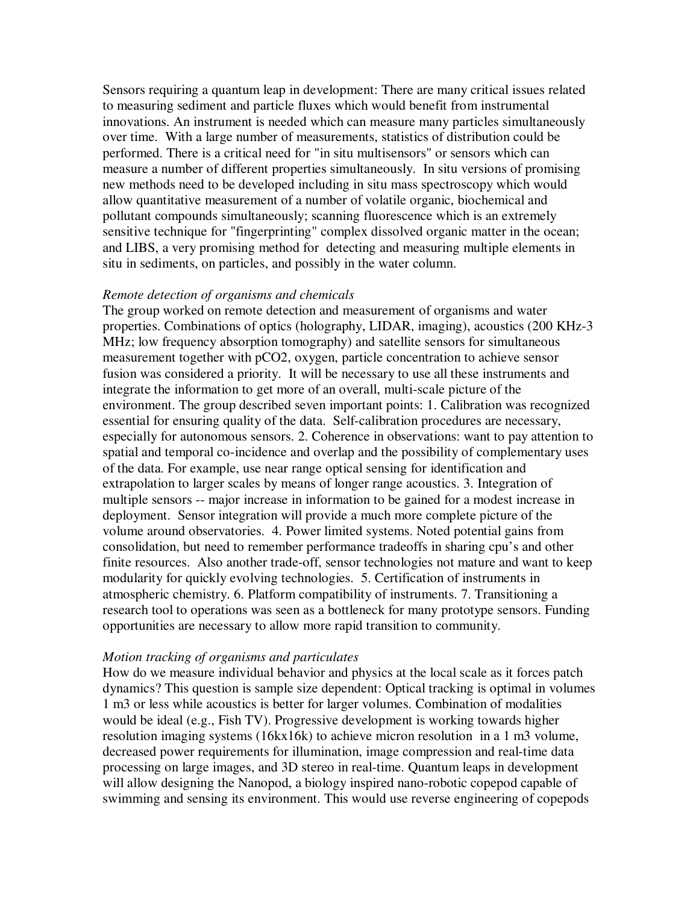Sensors requiring a quantum leap in development: There are many critical issues related to measuring sediment and particle fluxes which would benefit from instrumental innovations. An instrument is needed which can measure many particles simultaneously over time. With a large number of measurements, statistics of distribution could be performed. There is a critical need for "in situ multisensors" or sensors which can measure a number of different properties simultaneously. In situ versions of promising new methods need to be developed including in situ mass spectroscopy which would allow quantitative measurement of a number of volatile organic, biochemical and pollutant compounds simultaneously; scanning fluorescence which is an extremely sensitive technique for "fingerprinting" complex dissolved organic matter in the ocean; and LIBS, a very promising method for detecting and measuring multiple elements in situ in sediments, on particles, and possibly in the water column.

*Remote detection of organisms and chemicals*

The group worked on remote detection and measurement of organisms and water properties. Combinations of optics (holography, LIDAR, imaging), acoustics (200 KHz-3 MHz; low frequency absorption tomography) and satellite sensors for simultaneous measurement together with $pCO_2$, oxygen, particle concentration to achieve sensor fusion was considered a priority. It will be necessary to use all these instruments and integrate the information to get more of an overall, multi-scale picture of the environment. The group described seven important points: 1. Calibration was recognized essential for ensuring quality of the data. Self-calibration procedures are necessary, especially for autonomous sensors. 2. Coherence in observations: want to pay attention to spatial and temporal co-incidence and overlap and the possibility of complementary uses of the data. For example, use near range optical sensing for identification and extrapolation to larger scales by means of longer range acoustics. 3. Integration of multiple sensors -- major increase in information to be gained for a modest increase in deployment. Sensor integration will provide a much more complete picture of the volume around observatories. 4. Power limited systems. Noted potential gains from consolidation, but need to remember performance tradeoffs in sharing cpu's and other finite resources. Also another trade-off, sensor technologies not mature and want to keep modularity for quickly evolving technologies. 5. Certification of instruments in atmospheric chemistry. 6. Platform compatibility of instruments. 7. Transitioning a research tool to operations was seen as a bottleneck for many prototype sensors. Funding opportunities are necessary to allow more rapid transition to community.

*Motion tracking of organisms and particulates*

How do we measure individual behavior and physics at the local scale as it forces patch dynamics? This question is sample size dependent: Optical tracking is optimal in volumes 1 m3 or less while acoustics is better for larger volumes. Combination of modalities would be ideal (e.g., Fish TV). Progressive development is working towards higher resolution imaging systems (16kx16k) to achieve micron resolution in a 1 m3 volume, decreased power requirements for illumination, image compression and real-time data processing on large images, and 3D stereo in real-time. Quantum leaps in development will allow designing the Nanopod, a biology inspired nano-robotic copepod capable of swimming and sensing its environment. This would use reverse engineering of copepods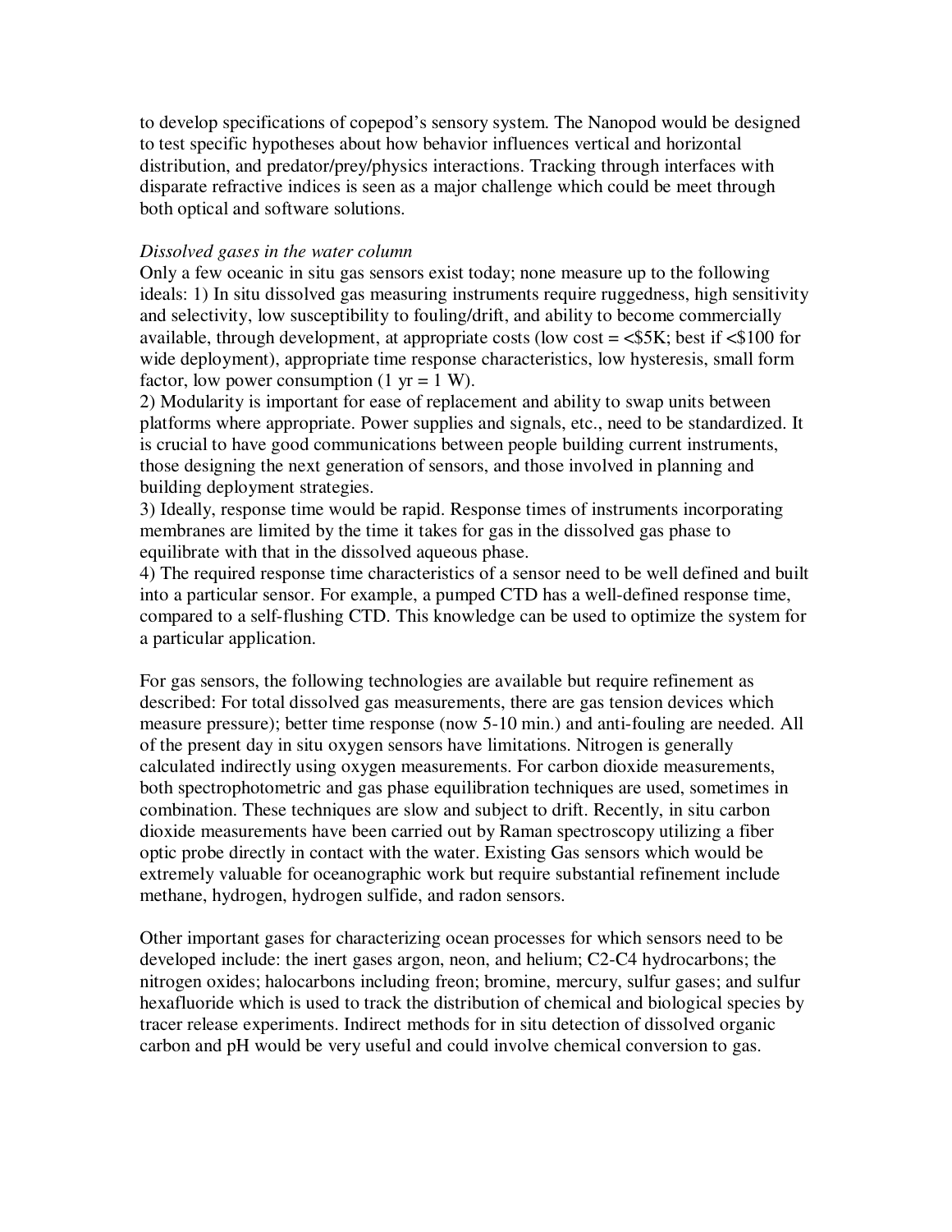to develop specifications of copepod's sensory system. The Nanopod would be designed to test specific hypotheses about how behavior influences vertical and horizontal distribution, and predator/prey/physics interactions. Tracking through interfaces with disparate refractive indices is seen as a major challenge which could be meet through both optical and software solutions.

*Dissolved gases in the water column*

Only a few oceanic in situ gas sensors exist today; none measure up to the following ideals: 1) In situ dissolved gas measuring instruments require ruggedness, high sensitivity and selectivity, low susceptibility to fouling/drift, and ability to become commercially available, through development, at appropriate costs (low cost = <$5K; best if <$100 for wide deployment), appropriate time response characteristics, low hysteresis, small form factor, low power consumption (1 yr = 1 W).

2) Modularity is important for ease of replacement and ability to swap units between platforms where appropriate. Power supplies and signals, etc., need to be standardized. It is crucial to have good communications between people building current instruments, those designing the next generation of sensors, and those involved in planning and building deployment strategies.

3) Ideally, response time would be rapid. Response times of instruments incorporating membranes are limited by the time it takes for gas in the dissolved gas phase to equilibrate with that in the dissolved aqueous phase.

4) The required response time characteristics of a sensor need to be well defined and built into a particular sensor. For example, a pumped CTD has a well-defined response time, compared to a self-flushing CTD. This knowledge can be used to optimize the system for a particular application.

For gas sensors, the following technologies are available but require refinement as described: For total dissolved gas measurements, there are gas tension devices which measure pressure); better time response (now 5-10 min.) and anti-fouling are needed. All of the present day in situ oxygen sensors have limitations. Nitrogen is generally calculated indirectly using oxygen measurements. For carbon dioxide measurements, both spectrophotometric and gas phase equilibration techniques are used, sometimes in combination. These techniques are slow and subject to drift. Recently, in situ carbon dioxide measurements have been carried out by Raman spectroscopy utilizing a fiber optic probe directly in contact with the water. Existing Gas sensors which would be extremely valuable for oceanographic work but require substantial refinement include methane, hydrogen, hydrogen sulfide, and radon sensors.

Other important gases for characterizing ocean processes for which sensors need to be developed include: the inert gases argon, neon, and helium; C2-C4 hydrocarbons; the nitrogen oxides; halocarbons including freon; bromine, mercury, sulfur gases; and sulfur hexafluoride which is used to track the distribution of chemical and biological species by tracer release experiments. Indirect methods for in situ detection of dissolved organic carbon and pH would be very useful and could involve chemical conversion to gas.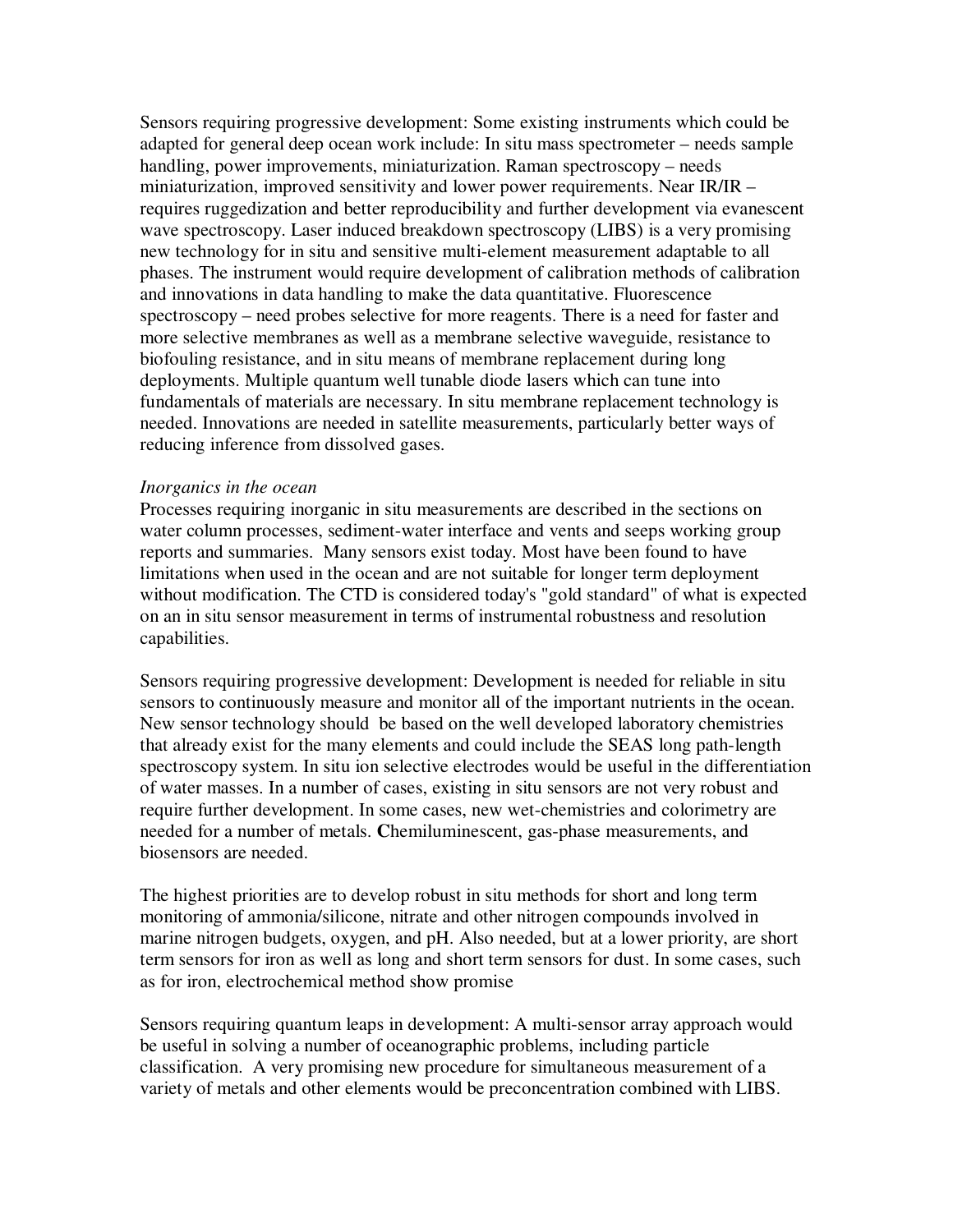Sensors requiring progressive development: Some existing instruments which could be adapted for general deep ocean work include: In situ mass spectrometer – needs sample handling, power improvements, miniaturization. Raman spectroscopy – needs miniaturization, improved sensitivity and lower power requirements. Near IR/IR – requires ruggedization and better reproducibility and further development via evanescent wave spectroscopy. Laser induced breakdown spectroscopy (LIBS) is a very promising new technology for in situ and sensitive multi-element measurement adaptable to all phases. The instrument would require development of calibration methods of calibration and innovations in data handling to make the data quantitative. Fluorescence spectroscopy – need probes selective for more reagents. There is a need for faster and more selective membranes as well as a membrane selective waveguide, resistance to biofouling resistance, and in situ means of membrane replacement during long deployments. Multiple quantum well tunable diode lasers which can tune into fundamentals of materials are necessary. In situ membrane replacement technology is needed. Innovations are needed in satellite measurements, particularly better ways of reducing inference from dissolved gases.

*Inorganics in the ocean*

Processes requiring inorganic in situ measurements are described in the sections on water column processes, sediment-water interface and vents and seeps working group reports and summaries. Many sensors exist today. Most have been found to have limitations when used in the ocean and are not suitable for longer term deployment without modification. The CTD is considered today's "gold standard" of what is expected on an in situ sensor measurement in terms of instrumental robustness and resolution capabilities.

Sensors requiring progressive development: Development is needed for reliable in situ sensors to continuously measure and monitor all of the important nutrients in the ocean. New sensor technology should be based on the well developed laboratory chemistries that already exist for the many elements and could include the SEAS long path-length spectroscopy system. In situ ion selective electrodes would be useful in the differentiation of water masses. In a number of cases, existing in situ sensors are not very robust and require further development. In some cases, new wet-chemistries and colorimetry are needed for a number of metals. **C**hemiluminescent, gas-phase measurements, and biosensors are needed.

The highest priorities are to develop robust in situ methods for short and long term monitoring of ammonia/silicone, nitrate and other nitrogen compounds involved in marine nitrogen budgets, oxygen, and pH. Also needed, but at a lower priority, are short term sensors for iron as well as long and short term sensors for dust. In some cases, such as for iron, electrochemical method show promise

Sensors requiring quantum leaps in development: A multi-sensor array approach would be useful in solving a number of oceanographic problems, including particle classification. A very promising new procedure for simultaneous measurement of a variety of metals and other elements would be preconcentration combined with LIBS.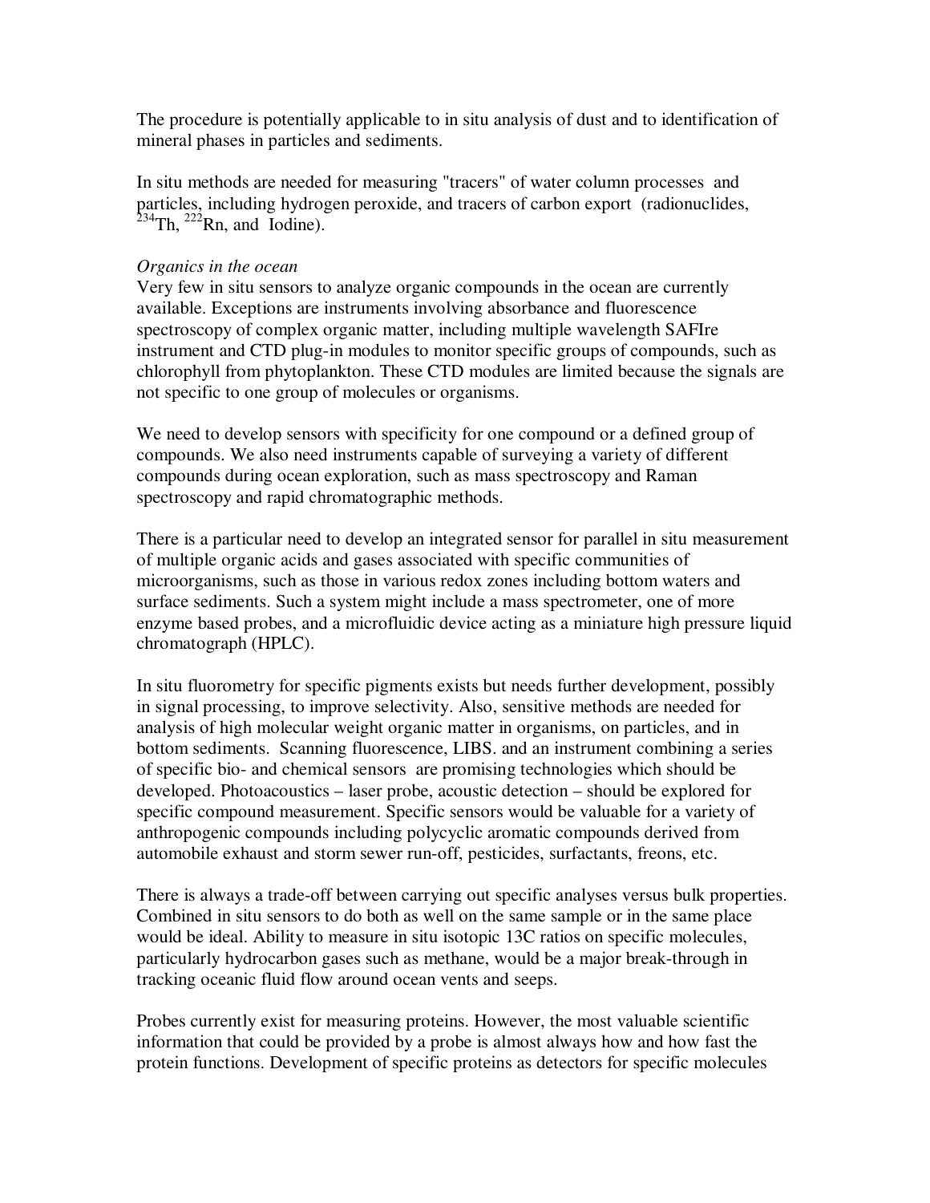The procedure is potentially applicable to in situ analysis of dust and to identification of mineral phases in particles and sediments.

In situ methods are needed for measuring "tracers" of water column processes and particles, including hydrogen peroxide, and tracers of carbon export (radionuclides, $^{234}$Th, $^{222}$Rn, and Iodine).

*Organics in the ocean*

Very few in situ sensors to analyze organic compounds in the ocean are currently available. Exceptions are instruments involving absorbance and fluorescence spectroscopy of complex organic matter, including multiple wavelength SAFIre instrument and CTD plug-in modules to monitor specific groups of compounds, such as chlorophyll from phytoplankton. These CTD modules are limited because the signals are not specific to one group of molecules or organisms.

We need to develop sensors with specificity for one compound or a defined group of compounds. We also need instruments capable of surveying a variety of different compounds during ocean exploration, such as mass spectroscopy and Raman spectroscopy and rapid chromatographic methods.

There is a particular need to develop an integrated sensor for parallel in situ measurement of multiple organic acids and gases associated with specific communities of microorganisms, such as those in various redox zones including bottom waters and surface sediments. Such a system might include a mass spectrometer, one of more enzyme based probes, and a microfluidic device acting as a miniature high pressure liquid chromatograph (HPLC).

In situ fluorometry for specific pigments exists but needs further development, possibly in signal processing, to improve selectivity. Also, sensitive methods are needed for analysis of high molecular weight organic matter in organisms, on particles, and in bottom sediments. Scanning fluorescence, LIBS. and an instrument combining a series of specific bio- and chemical sensors are promising technologies which should be developed. Photoacoustics – laser probe, acoustic detection – should be explored for specific compound measurement. Specific sensors would be valuable for a variety of anthropogenic compounds including polycyclic aromatic compounds derived from automobile exhaust and storm sewer run-off, pesticides, surfactants, freons, etc.

There is always a trade-off between carrying out specific analyses versus bulk properties. Combined in situ sensors to do both as well on the same sample or in the same place would be ideal. Ability to measure in situ isotopic 13C ratios on specific molecules, particularly hydrocarbon gases such as methane, would be a major break-through in tracking oceanic fluid flow around ocean vents and seeps.

Probes currently exist for measuring proteins. However, the most valuable scientific information that could be provided by a probe is almost always how and how fast the protein functions. Development of specific proteins as detectors for specific molecules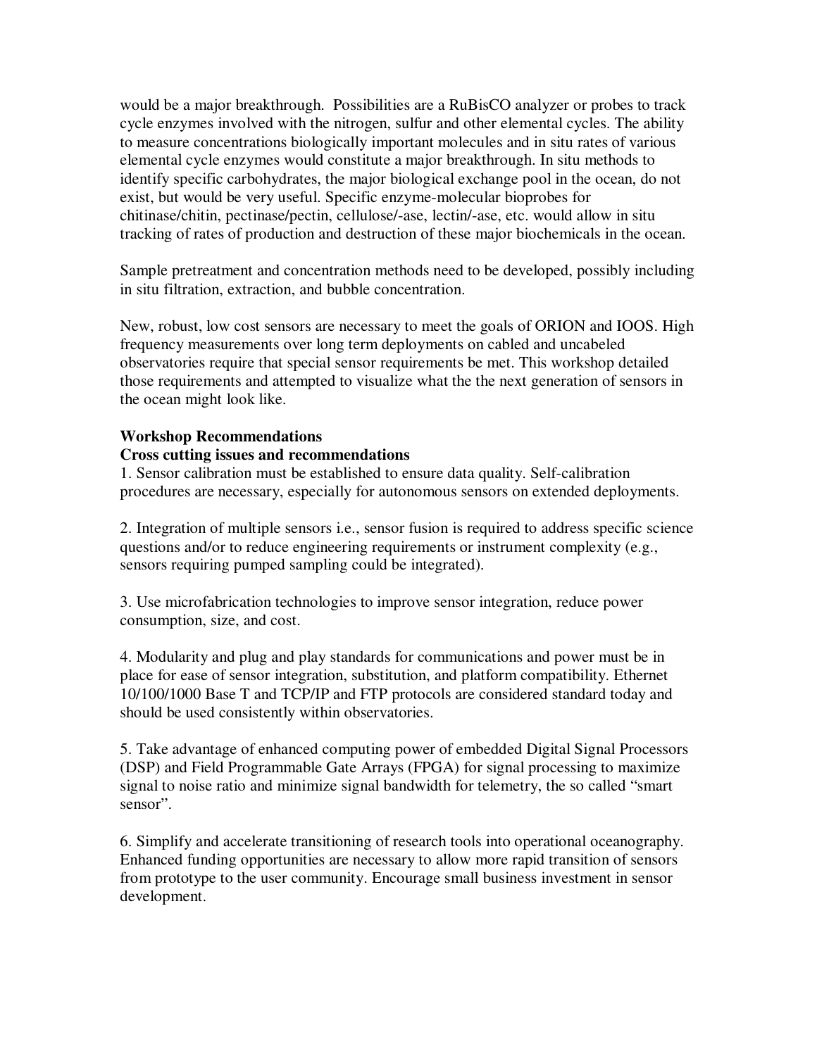would be a major breakthrough. Possibilities are a RuBisCO analyzer or probes to track cycle enzymes involved with the nitrogen, sulfur and other elemental cycles. The ability to measure concentrations biologically important molecules and in situ rates of various elemental cycle enzymes would constitute a major breakthrough. In situ methods to identify specific carbohydrates, the major biological exchange pool in the ocean, do not exist, but would be very useful. Specific enzyme-molecular bioprobes for chitinase/chitin, pectinase/pectin, cellulose/-ase, lectin/-ase, etc. would allow in situ tracking of rates of production and destruction of these major biochemicals in the ocean.

Sample pretreatment and concentration methods need to be developed, possibly including in situ filtration, extraction, and bubble concentration.

New, robust, low cost sensors are necessary to meet the goals of ORION and IOOS. High frequency measurements over long term deployments on cabled and uncabeled observatories require that special sensor requirements be met. This workshop detailed those requirements and attempted to visualize what the the next generation of sensors in the ocean might look like.

**Workshop Recommendations**

**Cross cutting issues and recommendations**

1. Sensor calibration must be established to ensure data quality. Self-calibration procedures are necessary, especially for autonomous sensors on extended deployments.

2. Integration of multiple sensors i.e., sensor fusion is required to address specific science questions and/or to reduce engineering requirements or instrument complexity (e.g., sensors requiring pumped sampling could be integrated).

3. Use microfabrication technologies to improve sensor integration, reduce power consumption, size, and cost.

4. Modularity and plug and play standards for communications and power must be in place for ease of sensor integration, substitution, and platform compatibility. Ethernet 10/100/1000 Base T and TCP/IP and FTP protocols are considered standard today and should be used consistently within observatories.

5. Take advantage of enhanced computing power of embedded Digital Signal Processors (DSP) and Field Programmable Gate Arrays (FPGA) for signal processing to maximize signal to noise ratio and minimize signal bandwidth for telemetry, the so called "smart sensor".

6. Simplify and accelerate transitioning of research tools into operational oceanography. Enhanced funding opportunities are necessary to allow more rapid transition of sensors from prototype to the user community. Encourage small business investment in sensor development.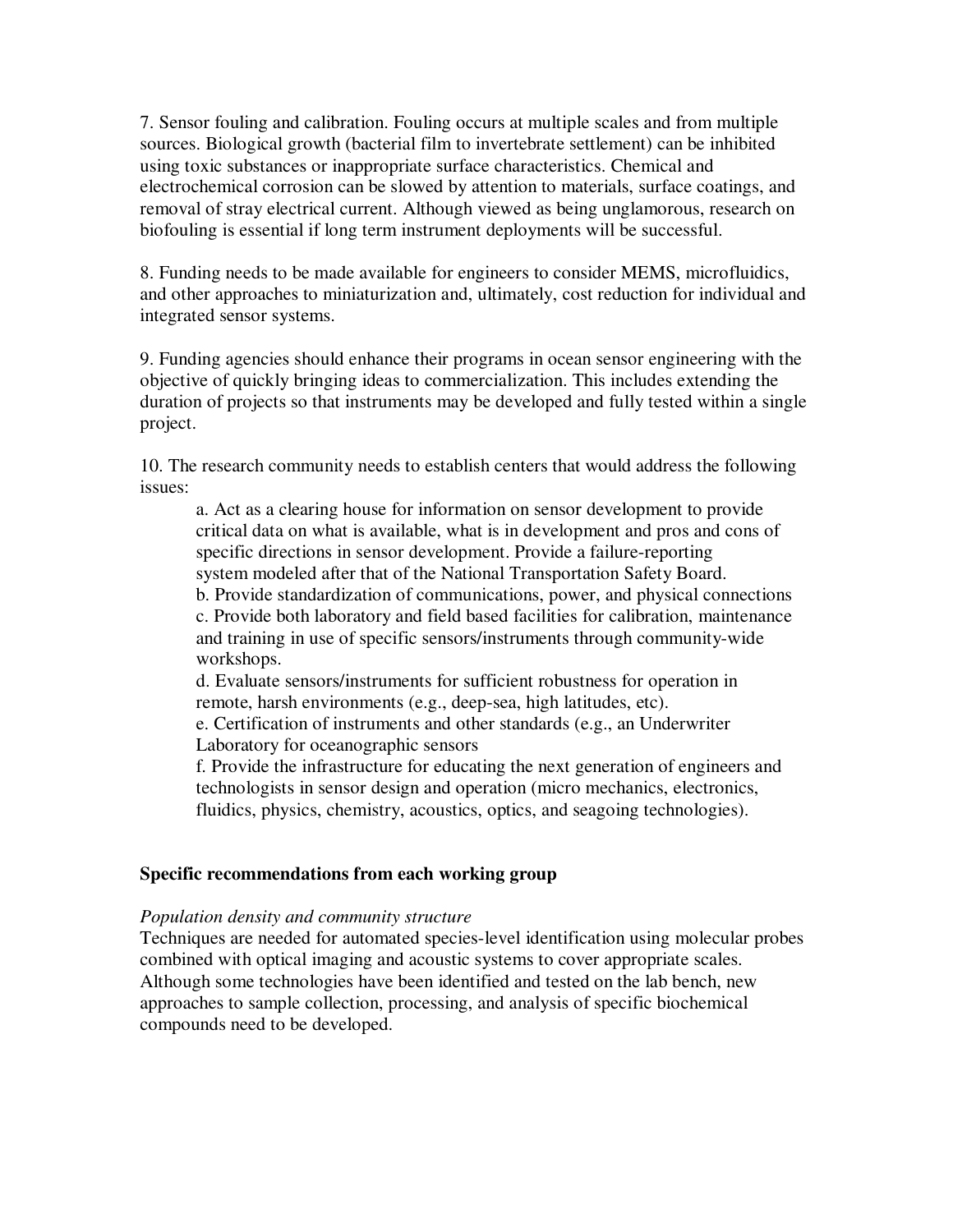7. Sensor fouling and calibration. Fouling occurs at multiple scales and from multiple sources. Biological growth (bacterial film to invertebrate settlement) can be inhibited using toxic substances or inappropriate surface characteristics. Chemical and electrochemical corrosion can be slowed by attention to materials, surface coatings, and removal of stray electrical current. Although viewed as being unglamorous, research on biofouling is essential if long term instrument deployments will be successful.

8. Funding needs to be made available for engineers to consider MEMS, microfluidics, and other approaches to miniaturization and, ultimately, cost reduction for individual and integrated sensor systems.

9. Funding agencies should enhance their programs in ocean sensor engineering with the objective of quickly bringing ideas to commercialization. This includes extending the duration of projects so that instruments may be developed and fully tested within a single project.

10. The research community needs to establish centers that would address the following issues:

   a. Act as a clearing house for information on sensor development to provide critical data on what is available, what is in development and pros and cons of specific directions in sensor development. Provide a failure-reporting system modeled after that of the National Transportation Safety Board.
   b. Provide standardization of communications, power, and physical connections
   c. Provide both laboratory and field based facilities for calibration, maintenance and training in use of specific sensors/instruments through community-wide workshops.
   d. Evaluate sensors/instruments for sufficient robustness for operation in remote, harsh environments (e.g., deep-sea, high latitudes, etc).
   e. Certification of instruments and other standards (e.g., an Underwriter Laboratory for oceanographic sensors
   f. Provide the infrastructure for educating the next generation of engineers and technologists in sensor design and operation (micro mechanics, electronics, fluidics, physics, chemistry, acoustics, optics, and seagoing technologies).

**Specific recommendations from each working group**

*Population density and community structure*

Techniques are needed for automated species-level identification using molecular probes combined with optical imaging and acoustic systems to cover appropriate scales. Although some technologies have been identified and tested on the lab bench, new approaches to sample collection, processing, and analysis of specific biochemical compounds need to be developed.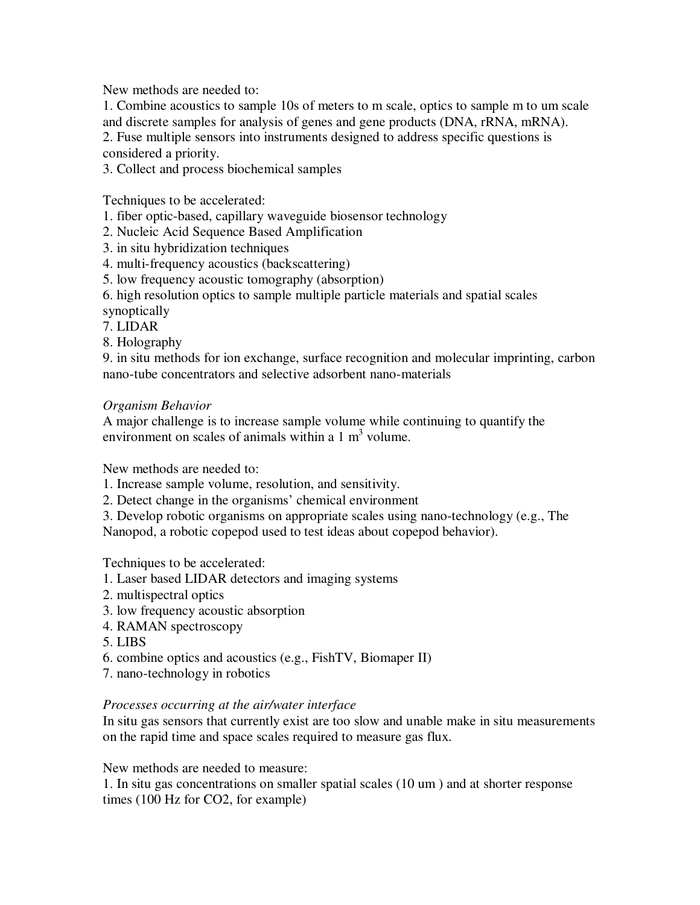New methods are needed to:

1. Combine acoustics to sample 10s of meters to m scale, optics to sample m to um scale and discrete samples for analysis of genes and gene products (DNA, rRNA, mRNA).
2. Fuse multiple sensors into instruments designed to address specific questions is considered a priority.
3. Collect and process biochemical samples

Techniques to be accelerated:

1. fiber optic-based, capillary waveguide biosensor technology
2. Nucleic Acid Sequence Based Amplification
3. in situ hybridization techniques
4. multi-frequency acoustics (backscattering)
5. low frequency acoustic tomography (absorption)
6. high resolution optics to sample multiple particle materials and spatial scales synoptically
7. LIDAR
8. Holography
9. in situ methods for ion exchange, surface recognition and molecular imprinting, carbon nano-tube concentrators and selective adsorbent nano-materials

*Organism Behavior*

A major challenge is to increase sample volume while continuing to quantify the environment on scales of animals within a 1 $m^3$ volume.

New methods are needed to:

1. Increase sample volume, resolution, and sensitivity.
2. Detect change in the organisms' chemical environment
3. Develop robotic organisms on appropriate scales using nano-technology (e.g., The Nanopod, a robotic copepod used to test ideas about copepod behavior).

Techniques to be accelerated:

1. Laser based LIDAR detectors and imaging systems
2. multispectral optics
3. low frequency acoustic absorption
4. RAMAN spectroscopy
5. LIBS
6. combine optics and acoustics (e.g., FishTV, Biomaper II)
7. nano-technology in robotics

*Processes occurring at the air/water interface*

In situ gas sensors that currently exist are too slow and unable make in situ measurements on the rapid time and space scales required to measure gas flux.

New methods are needed to measure:

1. In situ gas concentrations on smaller spatial scales (10 um ) and at shorter response times (100 Hz for $CO_2$, for example)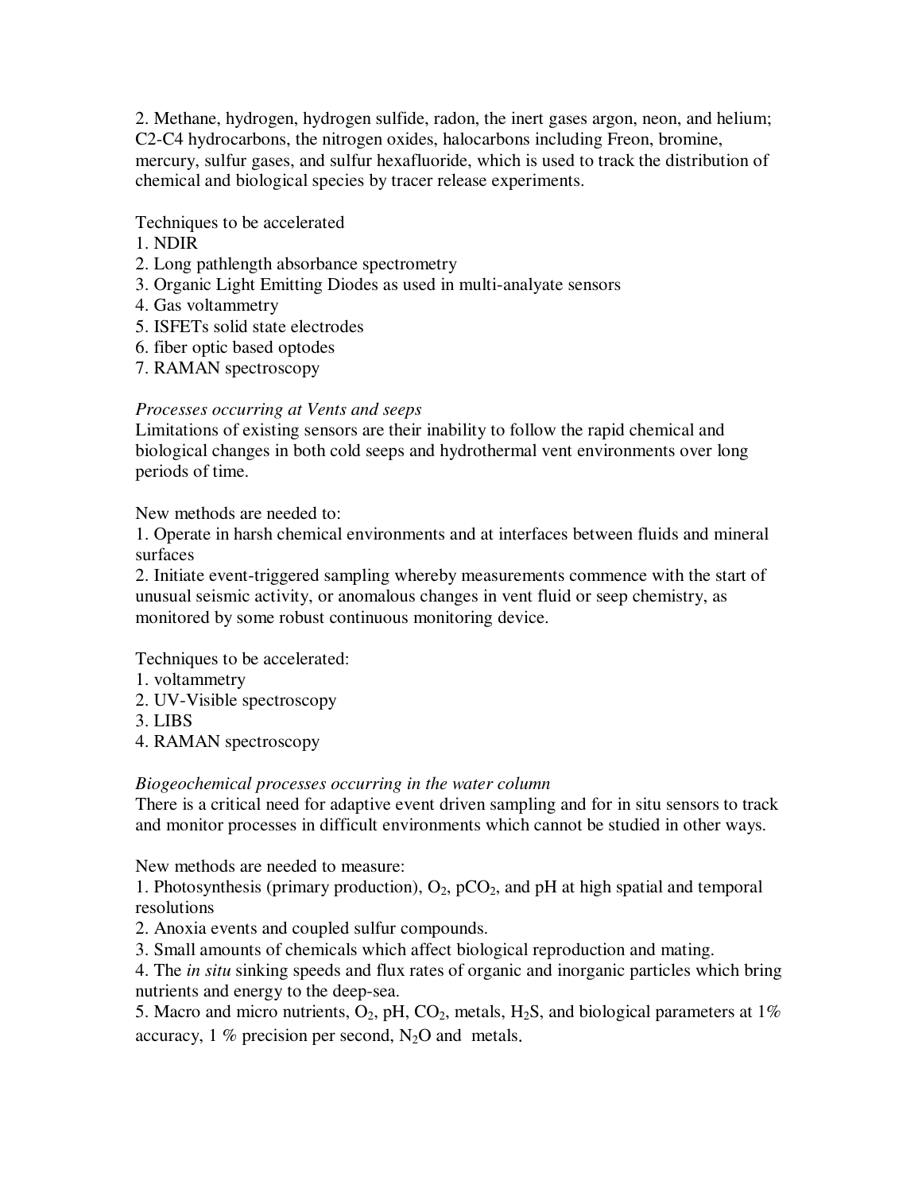2. Methane, hydrogen, hydrogen sulfide, radon, the inert gases argon, neon, and helium; C2-C4 hydrocarbons, the nitrogen oxides, halocarbons including Freon, bromine, mercury, sulfur gases, and sulfur hexafluoride, which is used to track the distribution of chemical and biological species by tracer release experiments.

Techniques to be accelerated

1. NDIR
2. Long pathlength absorbance spectrometry
3. Organic Light Emitting Diodes as used in multi-analyate sensors
4. Gas voltammetry
5. ISFETs solid state electrodes
6. fiber optic based optodes
7. RAMAN spectroscopy

*Processes occurring at Vents and seeps*

Limitations of existing sensors are their inability to follow the rapid chemical and biological changes in both cold seeps and hydrothermal vent environments over long periods of time.

New methods are needed to:

1. Operate in harsh chemical environments and at interfaces between fluids and mineral surfaces
2. Initiate event-triggered sampling whereby measurements commence with the start of unusual seismic activity, or anomalous changes in vent fluid or seep chemistry, as monitored by some robust continuous monitoring device.

Techniques to be accelerated:

1. voltammetry
2. UV-Visible spectroscopy
3. LIBS
4. RAMAN spectroscopy

*Biogeochemical processes occurring in the water column*

There is a critical need for adaptive event driven sampling and for in situ sensors to track and monitor processes in difficult environments which cannot be studied in other ways.

New methods are needed to measure:

1. Photosynthesis (primary production), $O_2$, $pCO_2$, and pH at high spatial and temporal resolutions
2. Anoxia events and coupled sulfur compounds.
3. Small amounts of chemicals which affect biological reproduction and mating.
4. The *in situ* sinking speeds and flux rates of organic and inorganic particles which bring nutrients and energy to the deep-sea.
5. Macro and micro nutrients, $O_2$, pH, $CO_2$, metals, $H_2S$, and biological parameters at 1% accuracy, 1 % precision per second, $N_2O$ and metals.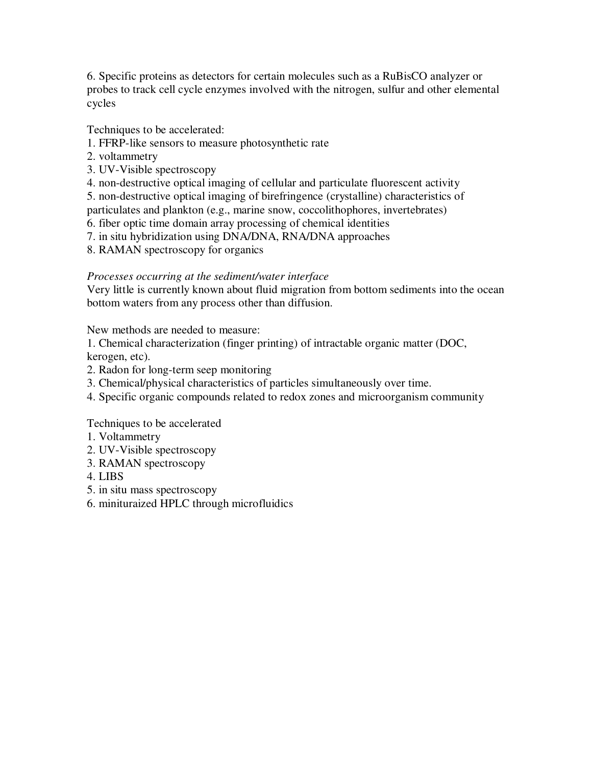6. Specific proteins as detectors for certain molecules such as a RuBisCO analyzer or probes to track cell cycle enzymes involved with the nitrogen, sulfur and other elemental cycles

Techniques to be accelerated:

1. FFRP-like sensors to measure photosynthetic rate
2. voltammetry
3. UV-Visible spectroscopy
4. non-destructive optical imaging of cellular and particulate fluorescent activity
5. non-destructive optical imaging of birefringence (crystalline) characteristics of particulates and plankton (e.g., marine snow, coccolithophores, invertebrates)
6. fiber optic time domain array processing of chemical identities
7. in situ hybridization using DNA/DNA, RNA/DNA approaches
8. RAMAN spectroscopy for organics

*Processes occurring at the sediment/water interface*

Very little is currently known about fluid migration from bottom sediments into the ocean bottom waters from any process other than diffusion.

New methods are needed to measure:

1. Chemical characterization (finger printing) of intractable organic matter (DOC, kerogen, etc).
2. Radon for long-term seep monitoring
3. Chemical/physical characteristics of particles simultaneously over time.
4. Specific organic compounds related to redox zones and microorganism community

Techniques to be accelerated

1. Voltammetry
2. UV-Visible spectroscopy
3. RAMAN spectroscopy
4. LIBS
5. in situ mass spectroscopy
6. minituraized HPLC through microfluidics